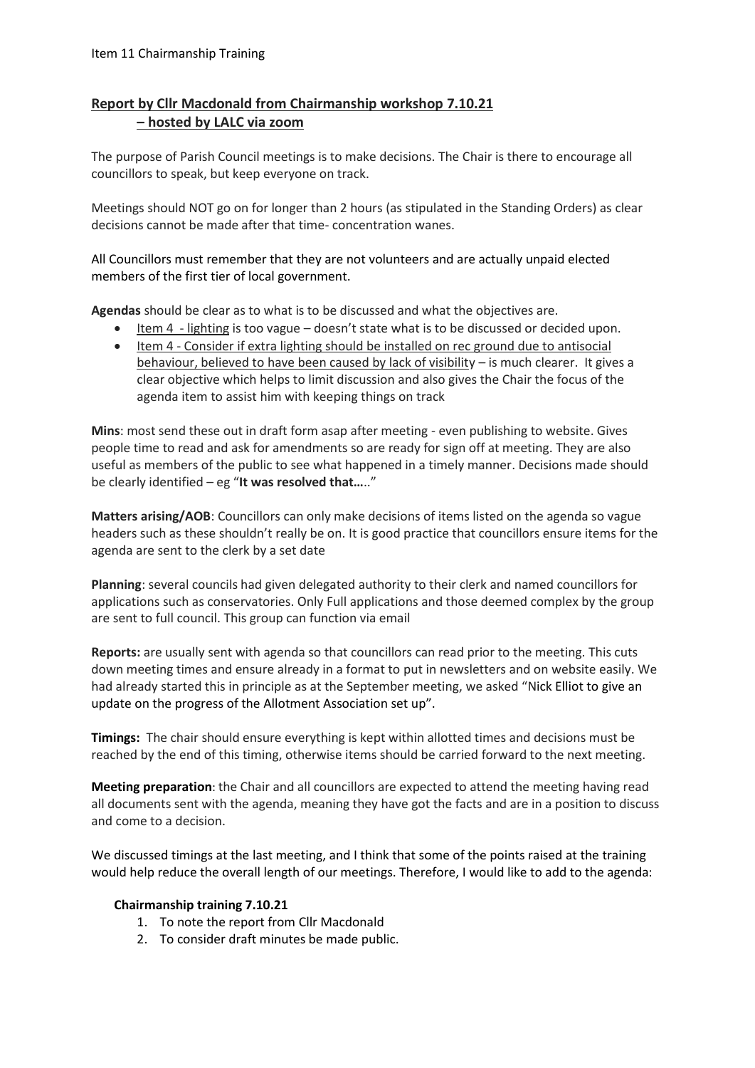Item 11 Chairmanship Training

## Report by Cllr Macdonald from Chairmanship workshop 7.10.21 – hosted by LALC via zoom

The purpose of Parish Council meetings is to make decisions. The Chair is there to encourage all councillors to speak, but keep everyone on track.

Meetings should NOT go on for longer than 2 hours (as stipulated in the Standing Orders) as clear decisions cannot be made after that time- concentration wanes.

All Councillors must remember that they are not volunteers and are actually unpaid elected members of the first tier of local government.

**Agendas** should be clear as to what is to be discussed and what the objectives are.

- Item 4 - lighting is too vague – doesn't state what is to be discussed or decided upon.
- Item 4 - Consider if extra lighting should be installed on rec ground due to antisocial behaviour, believed to have been caused by lack of visibility – is much clearer. It gives a clear objective which helps to limit discussion and also gives the Chair the focus of the agenda item to assist him with keeping things on track

**Mins**: most send these out in draft form asap after meeting - even publishing to website. Gives people time to read and ask for amendments so are ready for sign off at meeting. They are also useful as members of the public to see what happened in a timely manner. Decisions made should be clearly identified – eg "**It was resolved that…**.."

**Matters arising/AOB**: Councillors can only make decisions of items listed on the agenda so vague headers such as these shouldn't really be on. It is good practice that councillors ensure items for the agenda are sent to the clerk by a set date

**Planning**: several councils had given delegated authority to their clerk and named councillors for applications such as conservatories. Only Full applications and those deemed complex by the group are sent to full council. This group can function via email

**Reports:** are usually sent with agenda so that councillors can read prior to the meeting. This cuts down meeting times and ensure already in a format to put in newsletters and on website easily. We had already started this in principle as at the September meeting, we asked "Nick Elliot to give an update on the progress of the Allotment Association set up".

**Timings:** The chair should ensure everything is kept within allotted times and decisions must be reached by the end of this timing, otherwise items should be carried forward to the next meeting.

**Meeting preparation**: the Chair and all councillors are expected to attend the meeting having read all documents sent with the agenda, meaning they have got the facts and are in a position to discuss and come to a decision.

We discussed timings at the last meeting, and I think that some of the points raised at the training would help reduce the overall length of our meetings. Therefore, I would like to add to the agenda:

**Chairmanship training 7.10.21**

1. To note the report from Cllr Macdonald
2. To consider draft minutes be made public.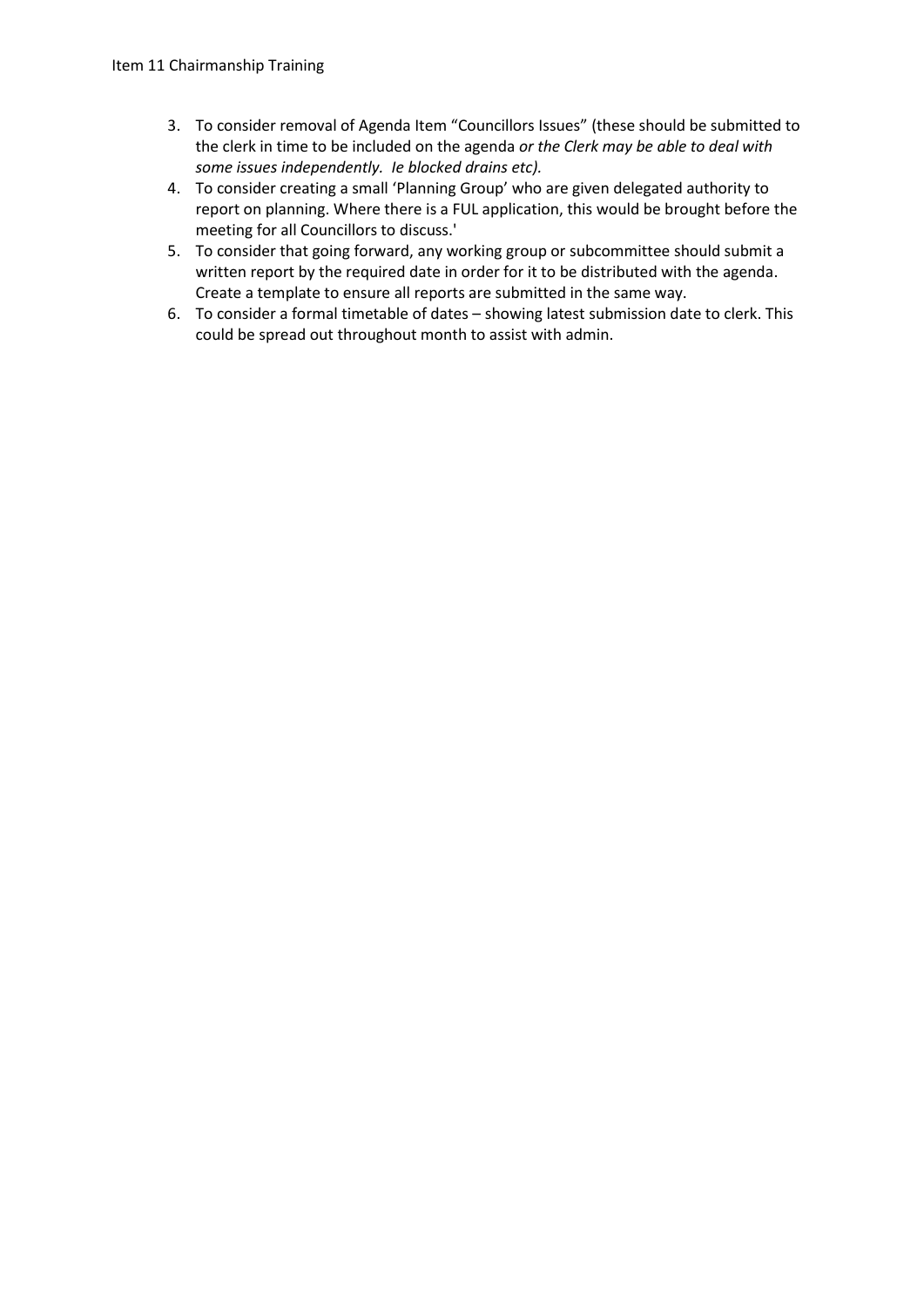3. To consider removal of Agenda Item “Councillors Issues” (these should be submitted to the clerk in time to be included on the agenda *or the Clerk may be able to deal with some issues independently. Ie blocked drains etc).*
4. To consider creating a small ‘Planning Group’ who are given delegated authority to report on planning. Where there is a FUL application, this would be brought before the meeting for all Councillors to discuss.'
5. To consider that going forward, any working group or subcommittee should submit a written report by the required date in order for it to be distributed with the agenda. Create a template to ensure all reports are submitted in the same way.
6. To consider a formal timetable of dates – showing latest submission date to clerk. This could be spread out throughout month to assist with admin.